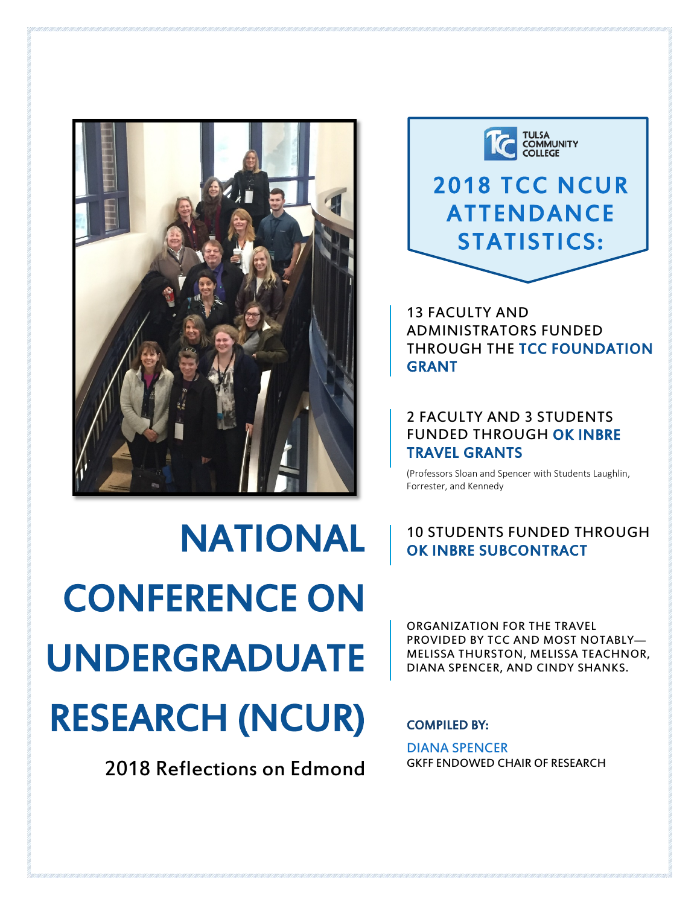# NATIONAL CONFERENCE ON UNDERGRADUATE RESEARCH (NCUR)

2018 Reflections on Edmond

TULSA COMMUNITY COLLEGE

## 2018 TCC NCUR ATTENDANCE STATISTICS:

13 FACULTY AND ADMINISTRATORS FUNDED THROUGH THE **TCC FOUNDATION GRANT**

2 FACULTY AND 3 STUDENTS FUNDED THROUGH **OK INBRE TRAVEL GRANTS**

(Professors Sloan and Spencer with Students Laughlin, Forrester, and Kennedy)

10 STUDENTS FUNDED THROUGH **OK INBRE SUBCONTRACT**

ORGANIZATION FOR THE TRAVEL PROVIDED BY TCC AND MOST NOTABLY—MELISSA THURSTON, MELISSA TEACHNOR, DIANA SPENCER, AND CINDY SHANKS.

**COMPILED BY:**

DIANA SPENCER
GKFF ENDOWED CHAIR OF RESEARCH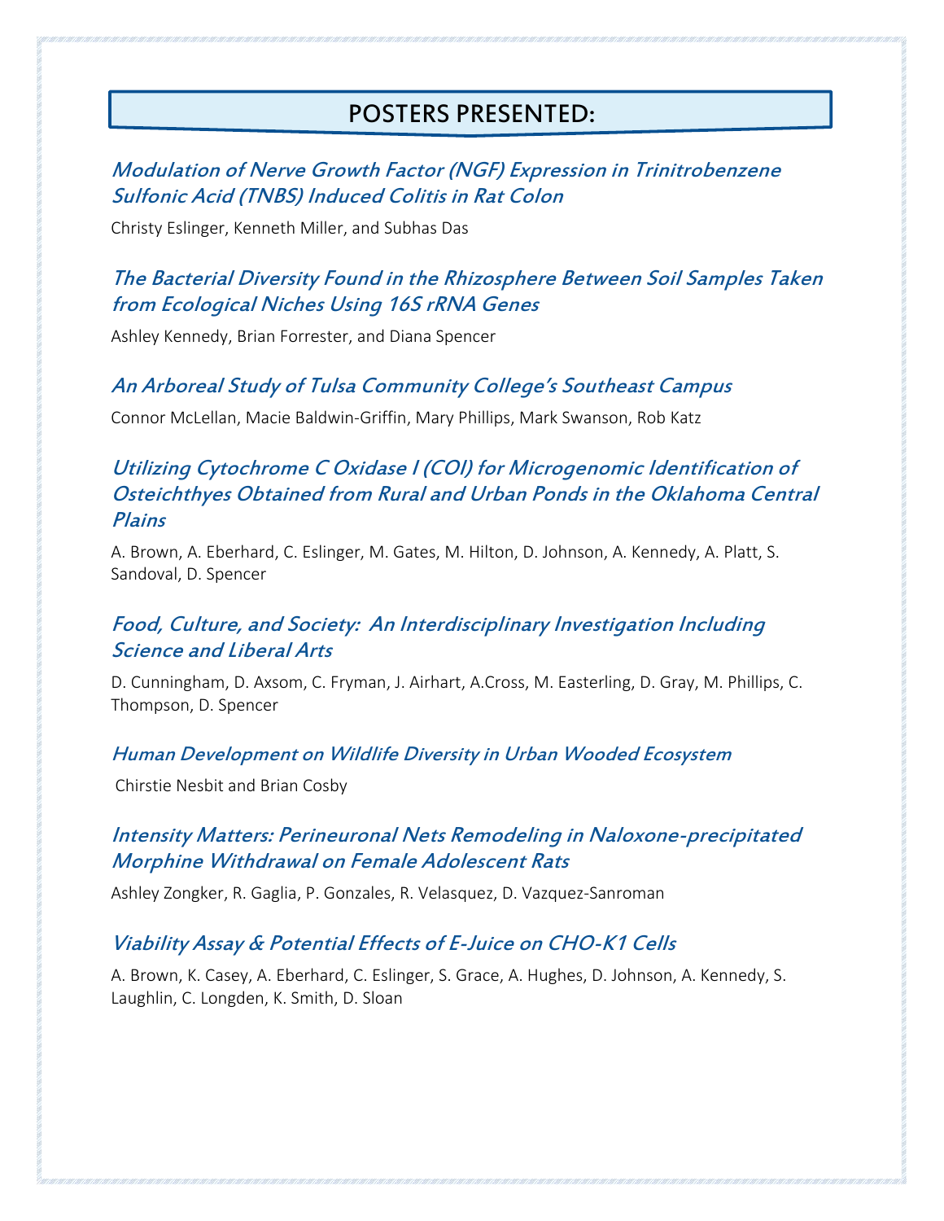# POSTERS PRESENTED:

### *Modulation of Nerve Growth Factor (NGF) Expression in Trinitrobenzene Sulfonic Acid (TNBS) Induced Colitis in Rat Colon*

Christy Eslinger, Kenneth Miller, and Subhas Das

### *The Bacterial Diversity Found in the Rhizosphere Between Soil Samples Taken from Ecological Niches Using 16S rRNA Genes*

Ashley Kennedy, Brian Forrester, and Diana Spencer

### *An Arboreal Study of Tulsa Community College's Southeast Campus*

Connor McLellan, Macie Baldwin-Griffin, Mary Phillips, Mark Swanson, Rob Katz

### *Utilizing Cytochrome C Oxidase I (COI) for Microgenomic Identification of Osteichthyes Obtained from Rural and Urban Ponds in the Oklahoma Central Plains*

A. Brown, A. Eberhard, C. Eslinger, M. Gates, M. Hilton, D. Johnson, A. Kennedy, A. Platt, S. Sandoval, D. Spencer

### *Food, Culture, and Society: An Interdisciplinary Investigation Including Science and Liberal Arts*

D. Cunningham, D. Axsom, C. Fryman, J. Airhart, A.Cross, M. Easterling, D. Gray, M. Phillips, C. Thompson, D. Spencer

### *Human Development on Wildlife Diversity in Urban Wooded Ecosystem*

Chirstie Nesbit and Brian Cosby

### *Intensity Matters: Perineuronal Nets Remodeling in Naloxone-precipitated Morphine Withdrawal on Female Adolescent Rats*

Ashley Zongker, R. Gaglia, P. Gonzales, R. Velasquez, D. Vazquez-Sanroman

### *Viability Assay & Potential Effects of E-Juice on CHO-K1 Cells*

A. Brown, K. Casey, A. Eberhard, C. Eslinger, S. Grace, A. Hughes, D. Johnson, A. Kennedy, S. Laughlin, C. Longden, K. Smith, D. Sloan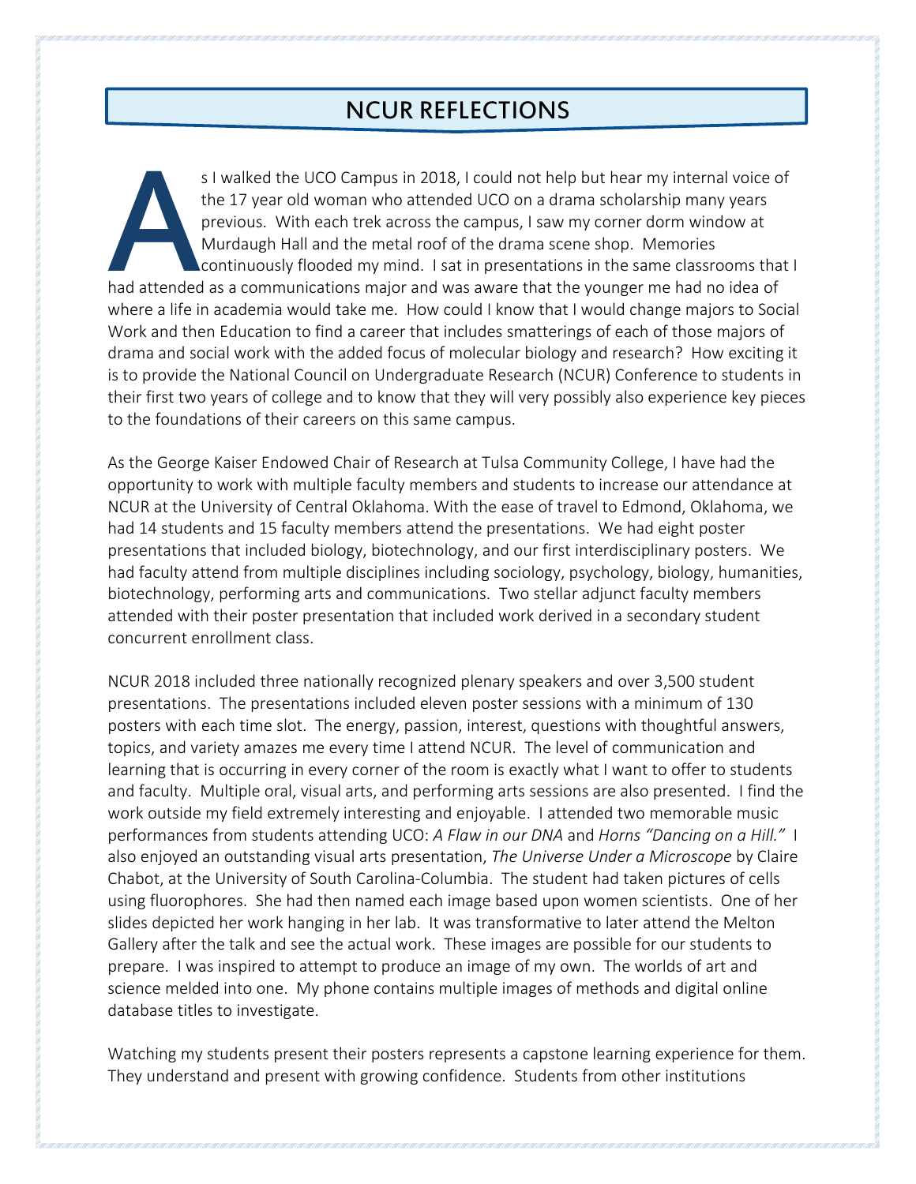## NCUR REFLECTIONS

As I walked the UCO Campus in 2018, I could not help but hear my internal voice of the 17 year old woman who attended UCO on a drama scholarship many years previous. With each trek across the campus, I saw my corner dorm window at Murdaugh Hall and the metal roof of the drama scene shop. Memories continuously flooded my mind. I sat in presentations in the same classrooms that I had attended as a communications major and was aware that the younger me had no idea of where a life in academia would take me. How could I know that I would change majors to Social Work and then Education to find a career that includes smatterings of each of those majors of drama and social work with the added focus of molecular biology and research? How exciting it is to provide the National Council on Undergraduate Research (NCUR) Conference to students in their first two years of college and to know that they will very possibly also experience key pieces to the foundations of their careers on this same campus.

As the George Kaiser Endowed Chair of Research at Tulsa Community College, I have had the opportunity to work with multiple faculty members and students to increase our attendance at NCUR at the University of Central Oklahoma. With the ease of travel to Edmond, Oklahoma, we had 14 students and 15 faculty members attend the presentations. We had eight poster presentations that included biology, biotechnology, and our first interdisciplinary posters. We had faculty attend from multiple disciplines including sociology, psychology, biology, humanities, biotechnology, performing arts and communications. Two stellar adjunct faculty members attended with their poster presentation that included work derived in a secondary student concurrent enrollment class.

NCUR 2018 included three nationally recognized plenary speakers and over 3,500 student presentations. The presentations included eleven poster sessions with a minimum of 130 posters with each time slot. The energy, passion, interest, questions with thoughtful answers, topics, and variety amazes me every time I attend NCUR. The level of communication and learning that is occurring in every corner of the room is exactly what I want to offer to students and faculty. Multiple oral, visual arts, and performing arts sessions are also presented. I find the work outside my field extremely interesting and enjoyable. I attended two memorable music performances from students attending UCO: *A Flaw in our DNA* and *Horns "Dancing on a Hill."* I also enjoyed an outstanding visual arts presentation, *The Universe Under a Microscope* by Claire Chabot, at the University of South Carolina-Columbia. The student had taken pictures of cells using fluorophores. She had then named each image based upon women scientists. One of her slides depicted her work hanging in her lab. It was transformative to later attend the Melton Gallery after the talk and see the actual work. These images are possible for our students to prepare. I was inspired to attempt to produce an image of my own. The worlds of art and science melded into one. My phone contains multiple images of methods and digital online database titles to investigate.

Watching my students present their posters represents a capstone learning experience for them. They understand and present with growing confidence. Students from other institutions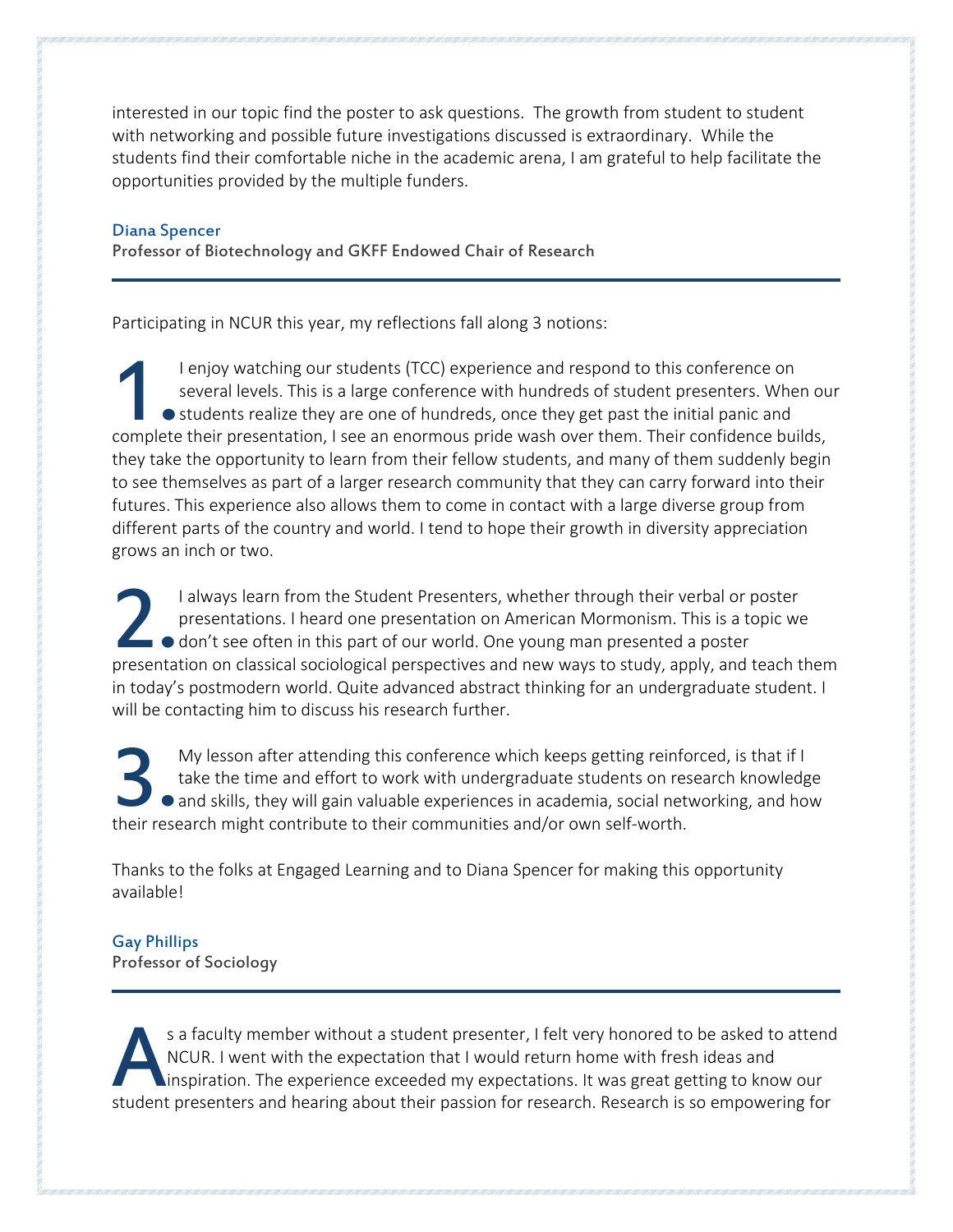interested in our topic find the poster to ask questions. The growth from student to student with networking and possible future investigations discussed is extraordinary. While the students find their comfortable niche in the academic arena, I am grateful to help facilitate the opportunities provided by the multiple funders.

**Diana Spencer**
**Professor of Biotechnology and GKFF Endowed Chair of Research**

---

Participating in NCUR this year, my reflections fall along 3 notions:

1. I enjoy watching our students (TCC) experience and respond to this conference on several levels. This is a large conference with hundreds of student presenters. When our students realize they are one of hundreds, once they get past the initial panic and complete their presentation, I see an enormous pride wash over them. Their confidence builds, they take the opportunity to learn from their fellow students, and many of them suddenly begin to see themselves as part of a larger research community that they can carry forward into their futures. This experience also allows them to come in contact with a large diverse group from different parts of the country and world. I tend to hope their growth in diversity appreciation grows an inch or two.

2. I always learn from the Student Presenters, whether through their verbal or poster presentations. I heard one presentation on American Mormonism. This is a topic we don't see often in this part of our world. One young man presented a poster presentation on classical sociological perspectives and new ways to study, apply, and teach them in today's postmodern world. Quite advanced abstract thinking for an undergraduate student. I will be contacting him to discuss his research further.

3. My lesson after attending this conference which keeps getting reinforced, is that if I take the time and effort to work with undergraduate students on research knowledge and skills, they will gain valuable experiences in academia, social networking, and how their research might contribute to their communities and/or own self-worth.

Thanks to the folks at Engaged Learning and to Diana Spencer for making this opportunity available!

**Gay Phillips**
**Professor of Sociology**

---

As a faculty member without a student presenter, I felt very honored to be asked to attend NCUR. I went with the expectation that I would return home with fresh ideas and inspiration. The experience exceeded my expectations. It was great getting to know our student presenters and hearing about their passion for research. Research is so empowering for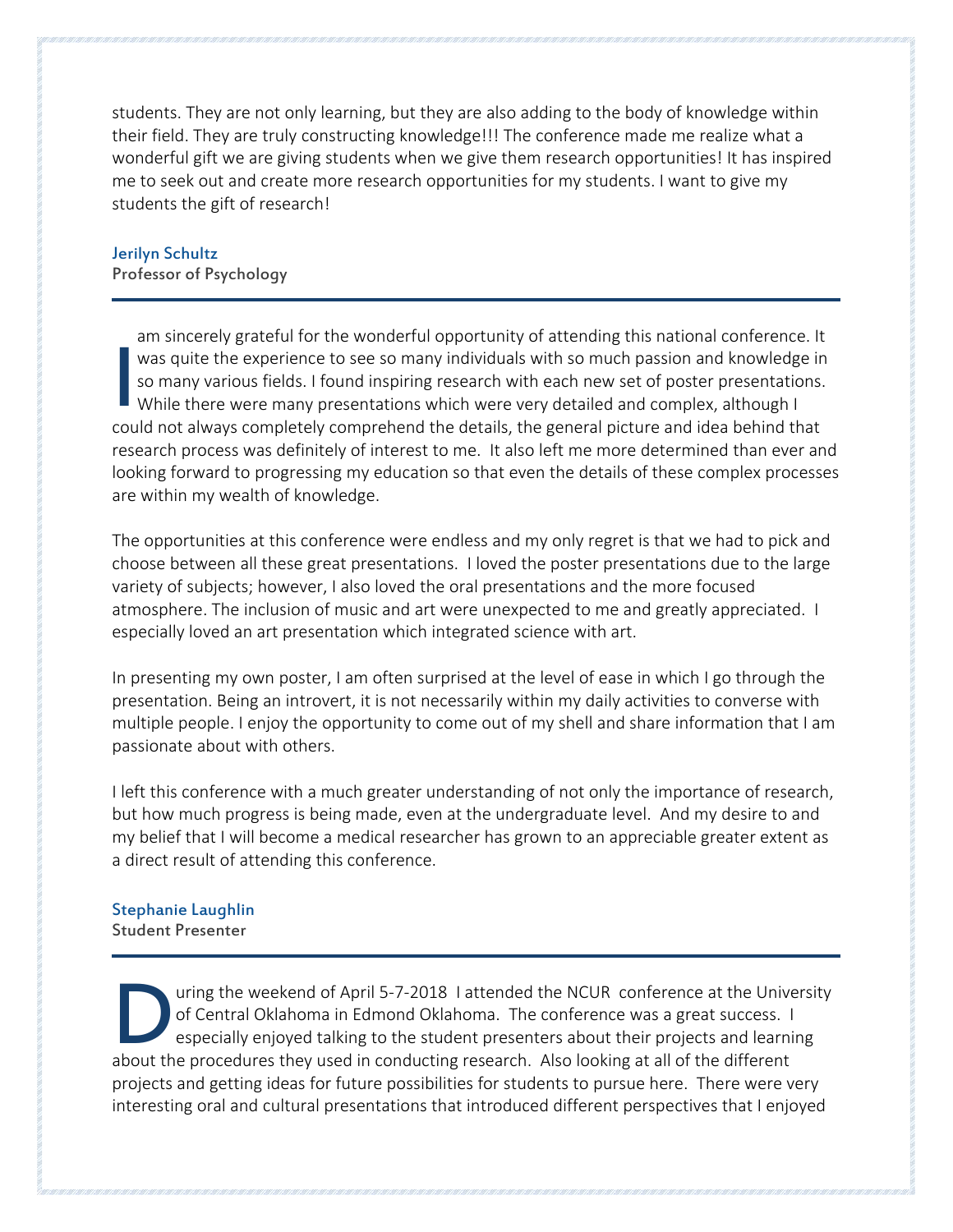students. They are not only learning, but they are also adding to the body of knowledge within their field. They are truly constructing knowledge!!! The conference made me realize what a wonderful gift we are giving students when we give them research opportunities! It has inspired me to seek out and create more research opportunities for my students. I want to give my students the gift of research!

**Jerilyn Schultz**
**Professor of Psychology**

---

I am sincerely grateful for the wonderful opportunity of attending this national conference. It was quite the experience to see so many individuals with so much passion and knowledge in so many various fields. I found inspiring research with each new set of poster presentations. While there were many presentations which were very detailed and complex, although I could not always completely comprehend the details, the general picture and idea behind that research process was definitely of interest to me. It also left me more determined than ever and looking forward to progressing my education so that even the details of these complex processes are within my wealth of knowledge.

The opportunities at this conference were endless and my only regret is that we had to pick and choose between all these great presentations. I loved the poster presentations due to the large variety of subjects; however, I also loved the oral presentations and the more focused atmosphere. The inclusion of music and art were unexpected to me and greatly appreciated. I especially loved an art presentation which integrated science with art.

In presenting my own poster, I am often surprised at the level of ease in which I go through the presentation. Being an introvert, it is not necessarily within my daily activities to converse with multiple people. I enjoy the opportunity to come out of my shell and share information that I am passionate about with others.

I left this conference with a much greater understanding of not only the importance of research, but how much progress is being made, even at the undergraduate level. And my desire to and my belief that I will become a medical researcher has grown to an appreciable greater extent as a direct result of attending this conference.

**Stephanie Laughlin**
**Student Presenter**

---

During the weekend of April 5-7-2018 I attended the NCUR conference at the University of Central Oklahoma in Edmond Oklahoma. The conference was a great success. I especially enjoyed talking to the student presenters about their projects and learning about the procedures they used in conducting research. Also looking at all of the different projects and getting ideas for future possibilities for students to pursue here. There were very interesting oral and cultural presentations that introduced different perspectives that I enjoyed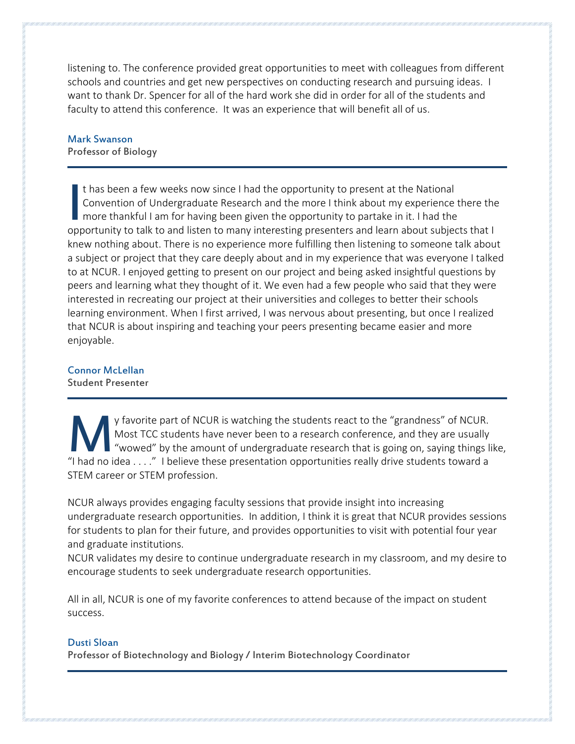listening to. The conference provided great opportunities to meet with colleagues from different schools and countries and get new perspectives on conducting research and pursuing ideas. I want to thank Dr. Spencer for all of the hard work she did in order for all of the students and faculty to attend this conference. It was an experience that will benefit all of us.

**Mark Swanson**
**Professor of Biology**

---

It has been a few weeks now since I had the opportunity to present at the National Convention of Undergraduate Research and the more I think about my experience there the more thankful I am for having been given the opportunity to partake in it. I had the opportunity to talk to and listen to many interesting presenters and learn about subjects that I knew nothing about. There is no experience more fulfilling then listening to someone talk about a subject or project that they care deeply about and in my experience that was everyone I talked to at NCUR. I enjoyed getting to present on our project and being asked insightful questions by peers and learning what they thought of it. We even had a few people who said that they were interested in recreating our project at their universities and colleges to better their schools learning environment. When I first arrived, I was nervous about presenting, but once I realized that NCUR is about inspiring and teaching your peers presenting became easier and more enjoyable.

**Connor McLellan**
**Student Presenter**

---

My favorite part of NCUR is watching the students react to the "grandness" of NCUR. Most TCC students have never been to a research conference, and they are usually "wowed" by the amount of undergraduate research that is going on, saying things like, "I had no idea . . . ." I believe these presentation opportunities really drive students toward a STEM career or STEM profession.

NCUR always provides engaging faculty sessions that provide insight into increasing undergraduate research opportunities. In addition, I think it is great that NCUR provides sessions for students to plan for their future, and provides opportunities to visit with potential four year and graduate institutions.
NCUR validates my desire to continue undergraduate research in my classroom, and my desire to encourage students to seek undergraduate research opportunities.

All in all, NCUR is one of my favorite conferences to attend because of the impact on student success.

**Dusti Sloan**
**Professor of Biotechnology and Biology / Interim Biotechnology Coordinator**

---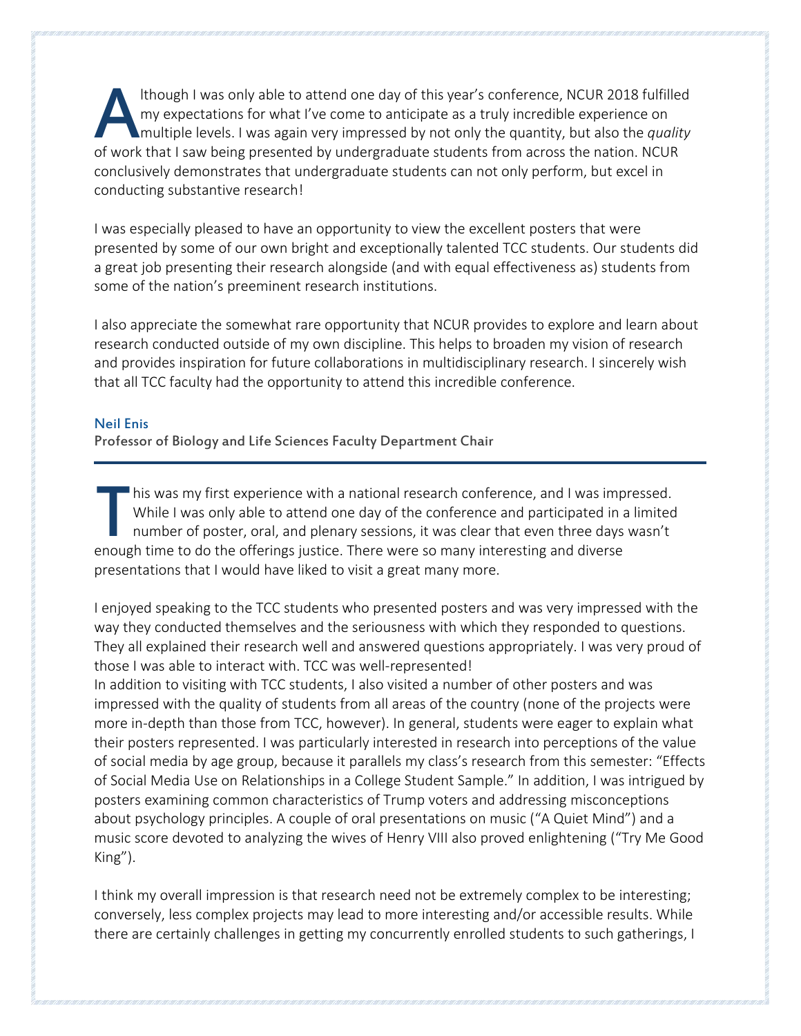Although I was only able to attend one day of this year's conference, NCUR 2018 fulfilled my expectations for what I've come to anticipate as a truly incredible experience on multiple levels. I was again very impressed by not only the quantity, but also the *quality* of work that I saw being presented by undergraduate students from across the nation. NCUR conclusively demonstrates that undergraduate students can not only perform, but excel in conducting substantive research!

I was especially pleased to have an opportunity to view the excellent posters that were presented by some of our own bright and exceptionally talented TCC students. Our students did a great job presenting their research alongside (and with equal effectiveness as) students from some of the nation's preeminent research institutions.

I also appreciate the somewhat rare opportunity that NCUR provides to explore and learn about research conducted outside of my own discipline. This helps to broaden my vision of research and provides inspiration for future collaborations in multidisciplinary research. I sincerely wish that all TCC faculty had the opportunity to attend this incredible conference.

**Neil Enis**
**Professor of Biology and Life Sciences Faculty Department Chair**

---

This was my first experience with a national research conference, and I was impressed. While I was only able to attend one day of the conference and participated in a limited number of poster, oral, and plenary sessions, it was clear that even three days wasn't enough time to do the offerings justice. There were so many interesting and diverse presentations that I would have liked to visit a great many more.

I enjoyed speaking to the TCC students who presented posters and was very impressed with the way they conducted themselves and the seriousness with which they responded to questions. They all explained their research well and answered questions appropriately. I was very proud of those I was able to interact with. TCC was well-represented!
In addition to visiting with TCC students, I also visited a number of other posters and was impressed with the quality of students from all areas of the country (none of the projects were more in-depth than those from TCC, however). In general, students were eager to explain what their posters represented. I was particularly interested in research into perceptions of the value of social media by age group, because it parallels my class's research from this semester: "Effects of Social Media Use on Relationships in a College Student Sample." In addition, I was intrigued by posters examining common characteristics of Trump voters and addressing misconceptions about psychology principles. A couple of oral presentations on music ("A Quiet Mind") and a music score devoted to analyzing the wives of Henry VIII also proved enlightening ("Try Me Good King").

I think my overall impression is that research need not be extremely complex to be interesting; conversely, less complex projects may lead to more interesting and/or accessible results. While there are certainly challenges in getting my concurrently enrolled students to such gatherings, I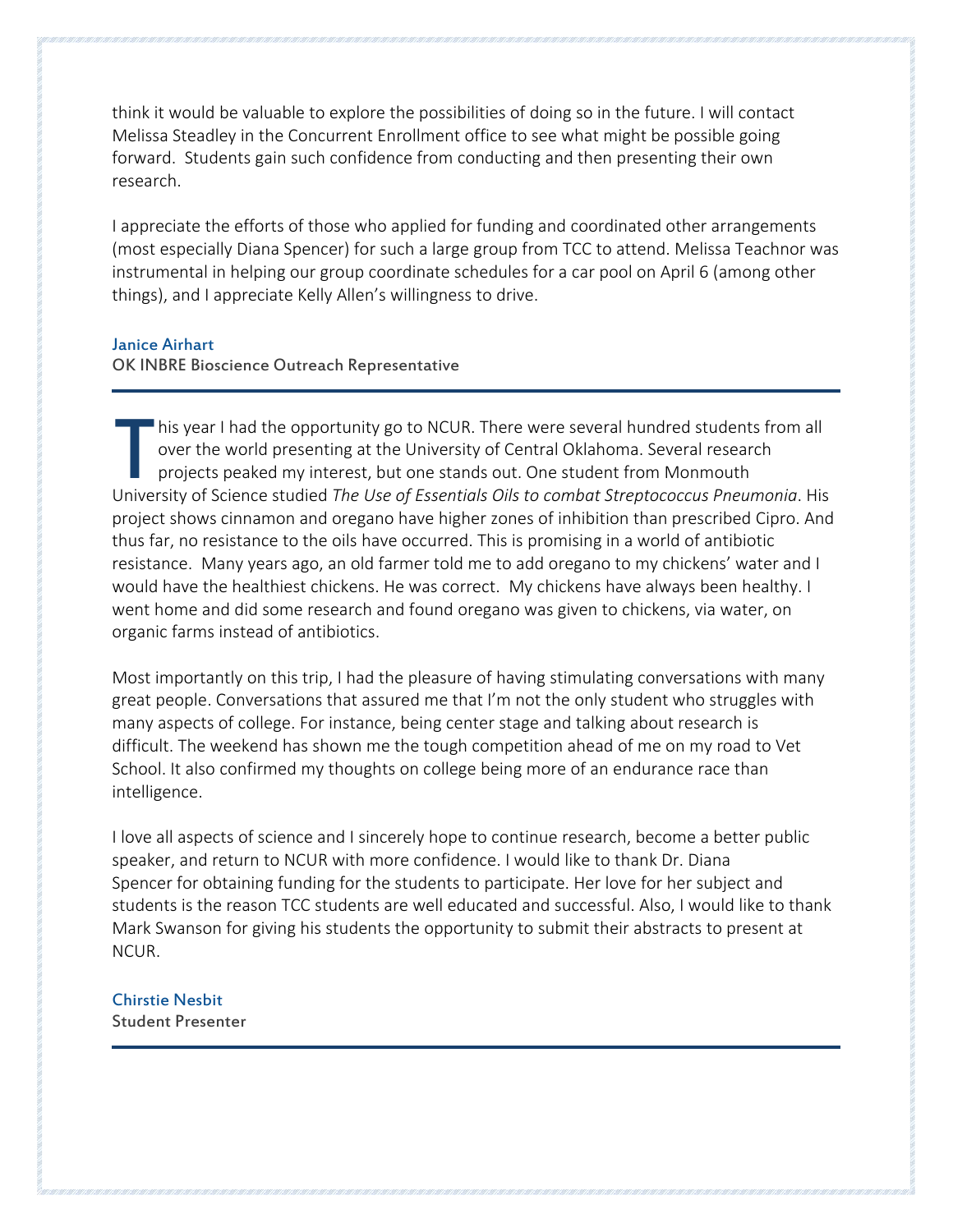think it would be valuable to explore the possibilities of doing so in the future. I will contact Melissa Steadley in the Concurrent Enrollment office to see what might be possible going forward. Students gain such confidence from conducting and then presenting their own research.

I appreciate the efforts of those who applied for funding and coordinated other arrangements (most especially Diana Spencer) for such a large group from TCC to attend. Melissa Teachnor was instrumental in helping our group coordinate schedules for a car pool on April 6 (among other things), and I appreciate Kelly Allen's willingness to drive.

**Janice Airhart**
**OK INBRE Bioscience Outreach Representative**

---

This year I had the opportunity go to NCUR. There were several hundred students from all over the world presenting at the University of Central Oklahoma. Several research projects peaked my interest, but one stands out. One student from Monmouth University of Science studied *The Use of Essentials Oils to combat Streptococcus Pneumonia*. His project shows cinnamon and oregano have higher zones of inhibition than prescribed Cipro. And thus far, no resistance to the oils have occurred. This is promising in a world of antibiotic resistance. Many years ago, an old farmer told me to add oregano to my chickens' water and I would have the healthiest chickens. He was correct. My chickens have always been healthy. I went home and did some research and found oregano was given to chickens, via water, on organic farms instead of antibiotics.

Most importantly on this trip, I had the pleasure of having stimulating conversations with many great people. Conversations that assured me that I'm not the only student who struggles with many aspects of college. For instance, being center stage and talking about research is difficult. The weekend has shown me the tough competition ahead of me on my road to Vet School. It also confirmed my thoughts on college being more of an endurance race than intelligence.

I love all aspects of science and I sincerely hope to continue research, become a better public speaker, and return to NCUR with more confidence. I would like to thank Dr. Diana Spencer for obtaining funding for the students to participate. Her love for her subject and students is the reason TCC students are well educated and successful. Also, I would like to thank Mark Swanson for giving his students the opportunity to submit their abstracts to present at NCUR.

**Chirstie Nesbit**
**Student Presenter**

---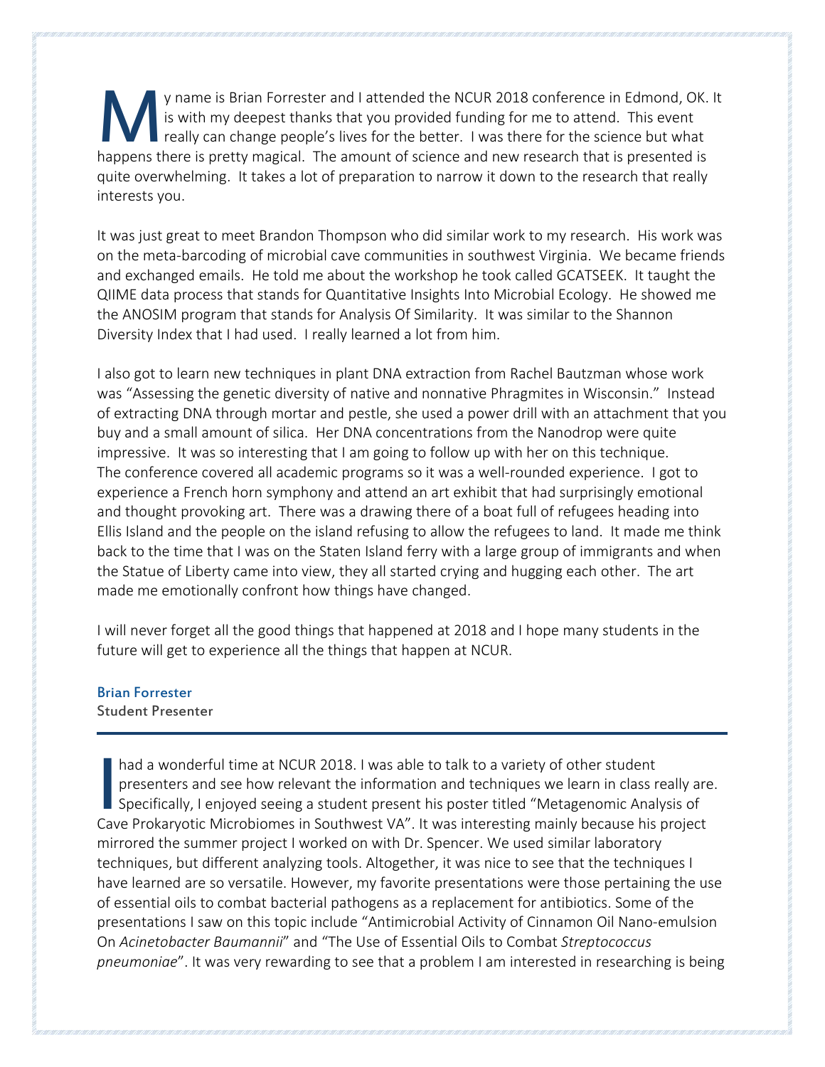My name is Brian Forrester and I attended the NCUR 2018 conference in Edmond, OK. It is with my deepest thanks that you provided funding for me to attend. This event really can change people's lives for the better. I was there for the science but what happens there is pretty magical. The amount of science and new research that is presented is quite overwhelming. It takes a lot of preparation to narrow it down to the research that really interests you.

It was just great to meet Brandon Thompson who did similar work to my research. His work was on the meta-barcoding of microbial cave communities in southwest Virginia. We became friends and exchanged emails. He told me about the workshop he took called GCATSEEK. It taught the QIIME data process that stands for Quantitative Insights Into Microbial Ecology. He showed me the ANOSIM program that stands for Analysis Of Similarity. It was similar to the Shannon Diversity Index that I had used. I really learned a lot from him.

I also got to learn new techniques in plant DNA extraction from Rachel Bautzman whose work was "Assessing the genetic diversity of native and nonnative Phragmites in Wisconsin." Instead of extracting DNA through mortar and pestle, she used a power drill with an attachment that you buy and a small amount of silica. Her DNA concentrations from the Nanodrop were quite impressive. It was so interesting that I am going to follow up with her on this technique. The conference covered all academic programs so it was a well-rounded experience. I got to experience a French horn symphony and attend an art exhibit that had surprisingly emotional and thought provoking art. There was a drawing there of a boat full of refugees heading into Ellis Island and the people on the island refusing to allow the refugees to land. It made me think back to the time that I was on the Staten Island ferry with a large group of immigrants and when the Statue of Liberty came into view, they all started crying and hugging each other. The art made me emotionally confront how things have changed.

I will never forget all the good things that happened at 2018 and I hope many students in the future will get to experience all the things that happen at NCUR.

**Brian Forrester**
**Student Presenter**

---

I had a wonderful time at NCUR 2018. I was able to talk to a variety of other student presenters and see how relevant the information and techniques we learn in class really are. Specifically, I enjoyed seeing a student present his poster titled "Metagenomic Analysis of Cave Prokaryotic Microbiomes in Southwest VA". It was interesting mainly because his project mirrored the summer project I worked on with Dr. Spencer. We used similar laboratory techniques, but different analyzing tools. Altogether, it was nice to see that the techniques I have learned are so versatile. However, my favorite presentations were those pertaining the use of essential oils to combat bacterial pathogens as a replacement for antibiotics. Some of the presentations I saw on this topic include "Antimicrobial Activity of Cinnamon Oil Nano-emulsion On *Acinetobacter Baumannii*" and "The Use of Essential Oils to Combat *Streptococcus pneumoniae*". It was very rewarding to see that a problem I am interested in researching is being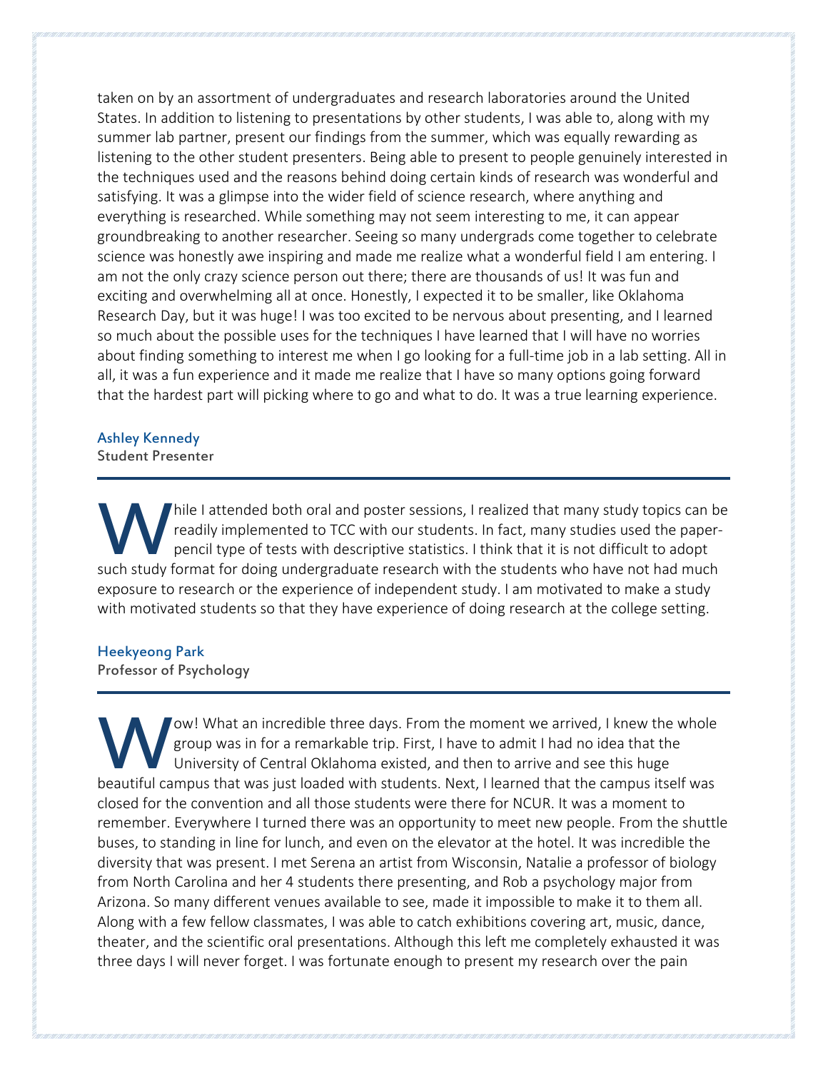taken on by an assortment of undergraduates and research laboratories around the United States. In addition to listening to presentations by other students, I was able to, along with my summer lab partner, present our findings from the summer, which was equally rewarding as listening to the other student presenters. Being able to present to people genuinely interested in the techniques used and the reasons behind doing certain kinds of research was wonderful and satisfying. It was a glimpse into the wider field of science research, where anything and everything is researched. While something may not seem interesting to me, it can appear groundbreaking to another researcher. Seeing so many undergrads come together to celebrate science was honestly awe inspiring and made me realize what a wonderful field I am entering. I am not the only crazy science person out there; there are thousands of us! It was fun and exciting and overwhelming all at once. Honestly, I expected it to be smaller, like Oklahoma Research Day, but it was huge! I was too excited to be nervous about presenting, and I learned so much about the possible uses for the techniques I have learned that I will have no worries about finding something to interest me when I go looking for a full-time job in a lab setting. All in all, it was a fun experience and it made me realize that I have so many options going forward that the hardest part will picking where to go and what to do. It was a true learning experience.

**Ashley Kennedy**
**Student Presenter**

---

While I attended both oral and poster sessions, I realized that many study topics can be readily implemented to TCC with our students. In fact, many studies used the paper-pencil type of tests with descriptive statistics. I think that it is not difficult to adopt such study format for doing undergraduate research with the students who have not had much exposure to research or the experience of independent study. I am motivated to make a study with motivated students so that they have experience of doing research at the college setting.

**Heekyeong Park**
**Professor of Psychology**

---

Wow! What an incredible three days. From the moment we arrived, I knew the whole group was in for a remarkable trip. First, I have to admit I had no idea that the University of Central Oklahoma existed, and then to arrive and see this huge beautiful campus that was just loaded with students. Next, I learned that the campus itself was closed for the convention and all those students were there for NCUR. It was a moment to remember. Everywhere I turned there was an opportunity to meet new people. From the shuttle buses, to standing in line for lunch, and even on the elevator at the hotel. It was incredible the diversity that was present. I met Serena an artist from Wisconsin, Natalie a professor of biology from North Carolina and her 4 students there presenting, and Rob a psychology major from Arizona. So many different venues available to see, made it impossible to make it to them all. Along with a few fellow classmates, I was able to catch exhibitions covering art, music, dance, theater, and the scientific oral presentations. Although this left me completely exhausted it was three days I will never forget. I was fortunate enough to present my research over the pain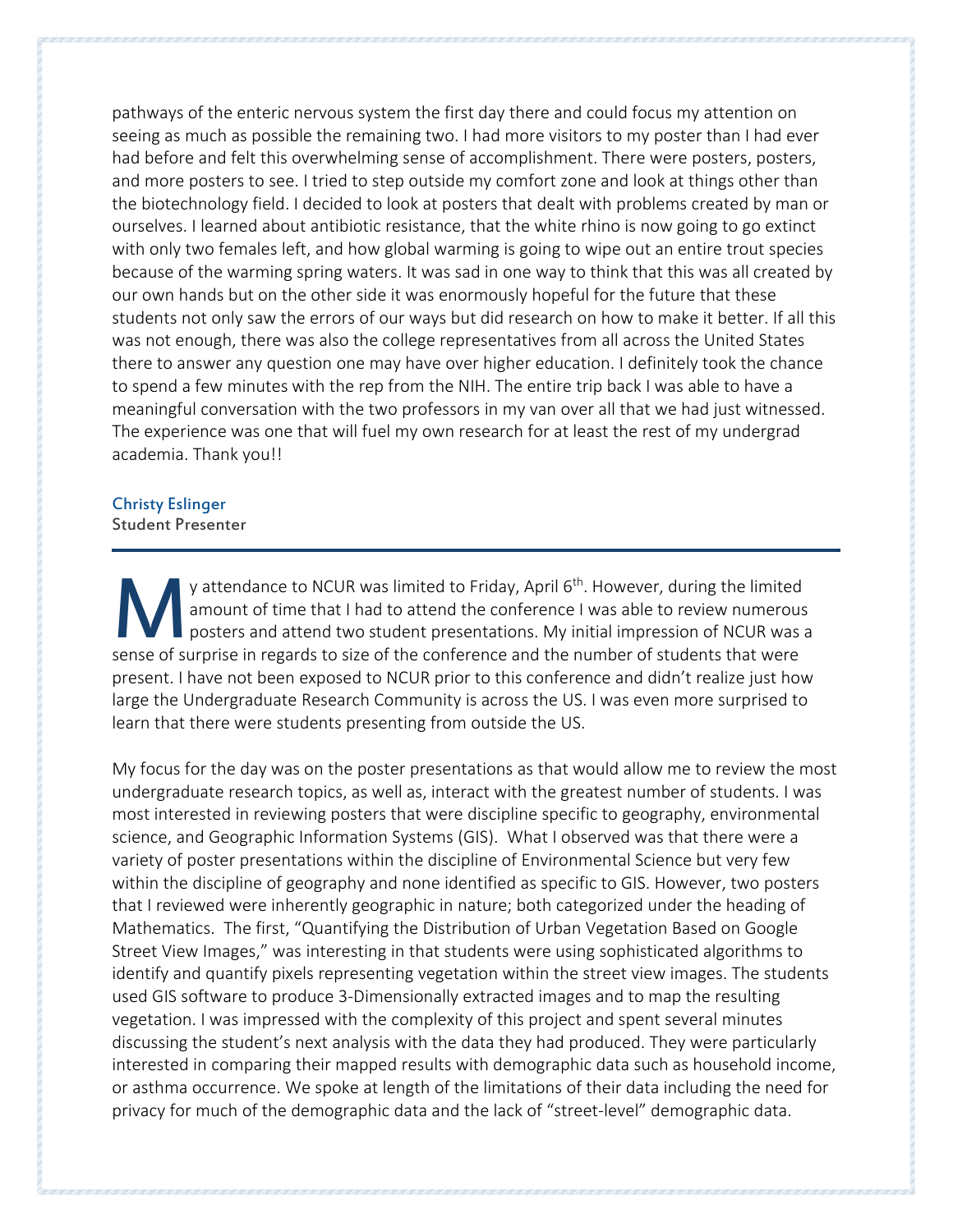pathways of the enteric nervous system the first day there and could focus my attention on seeing as much as possible the remaining two. I had more visitors to my poster than I had ever had before and felt this overwhelming sense of accomplishment. There were posters, posters, and more posters to see. I tried to step outside my comfort zone and look at things other than the biotechnology field. I decided to look at posters that dealt with problems created by man or ourselves. I learned about antibiotic resistance, that the white rhino is now going to go extinct with only two females left, and how global warming is going to wipe out an entire trout species because of the warming spring waters. It was sad in one way to think that this was all created by our own hands but on the other side it was enormously hopeful for the future that these students not only saw the errors of our ways but did research on how to make it better. If all this was not enough, there was also the college representatives from all across the United States there to answer any question one may have over higher education. I definitely took the chance to spend a few minutes with the rep from the NIH. The entire trip back I was able to have a meaningful conversation with the two professors in my van over all that we had just witnessed. The experience was one that will fuel my own research for at least the rest of my undergrad academia. Thank you!!

**Christy Eslinger**
**Student Presenter**

---

My attendance to NCUR was limited to Friday, April 6th. However, during the limited amount of time that I had to attend the conference I was able to review numerous posters and attend two student presentations. My initial impression of NCUR was a sense of surprise in regards to size of the conference and the number of students that were present. I have not been exposed to NCUR prior to this conference and didn't realize just how large the Undergraduate Research Community is across the US. I was even more surprised to learn that there were students presenting from outside the US.

My focus for the day was on the poster presentations as that would allow me to review the most undergraduate research topics, as well as, interact with the greatest number of students. I was most interested in reviewing posters that were discipline specific to geography, environmental science, and Geographic Information Systems (GIS). What I observed was that there were a variety of poster presentations within the discipline of Environmental Science but very few within the discipline of geography and none identified as specific to GIS. However, two posters that I reviewed were inherently geographic in nature; both categorized under the heading of Mathematics. The first, "Quantifying the Distribution of Urban Vegetation Based on Google Street View Images," was interesting in that students were using sophisticated algorithms to identify and quantify pixels representing vegetation within the street view images. The students used GIS software to produce 3-Dimensionally extracted images and to map the resulting vegetation. I was impressed with the complexity of this project and spent several minutes discussing the student's next analysis with the data they had produced. They were particularly interested in comparing their mapped results with demographic data such as household income, or asthma occurrence. We spoke at length of the limitations of their data including the need for privacy for much of the demographic data and the lack of "street-level" demographic data.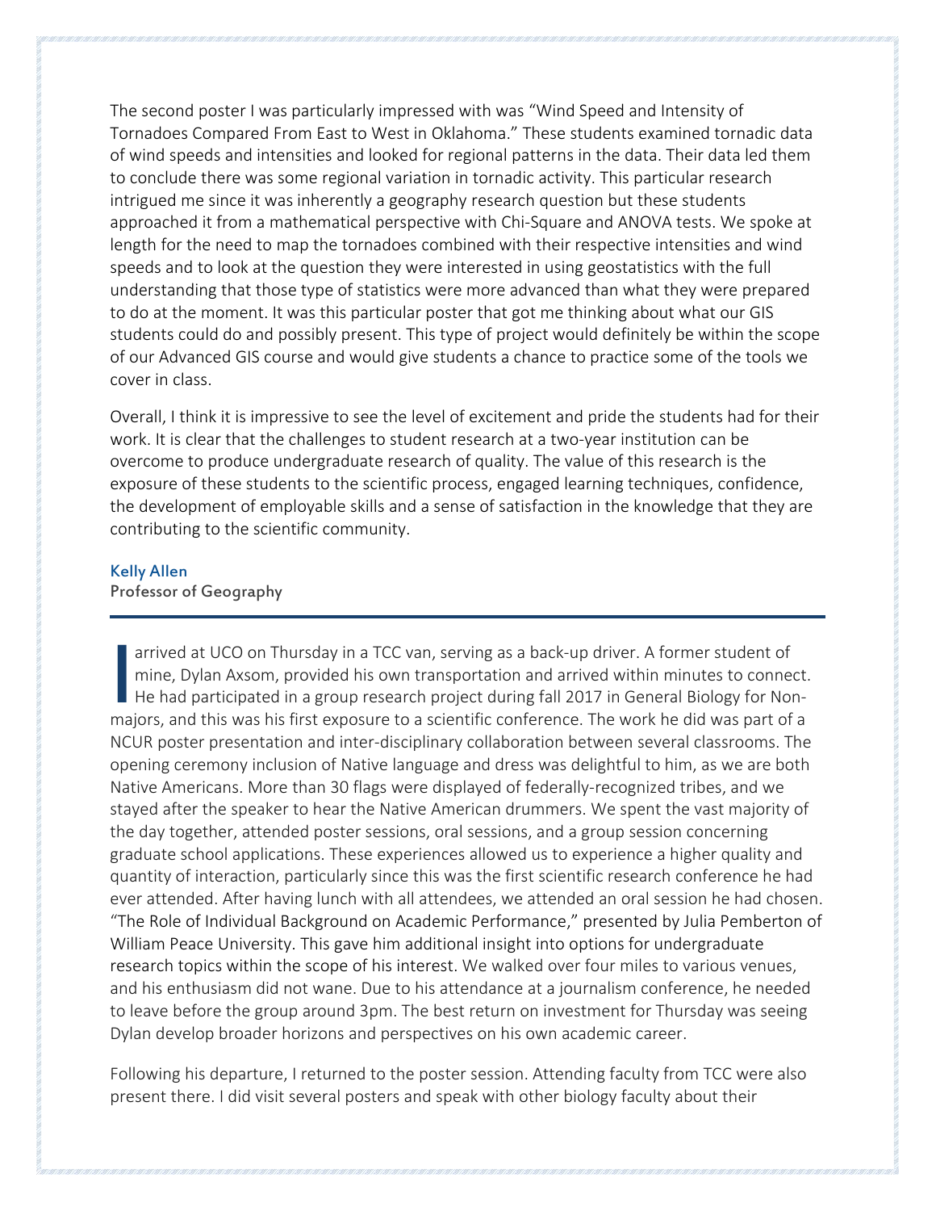The second poster I was particularly impressed with was "Wind Speed and Intensity of Tornadoes Compared From East to West in Oklahoma." These students examined tornadic data of wind speeds and intensities and looked for regional patterns in the data. Their data led them to conclude there was some regional variation in tornadic activity. This particular research intrigued me since it was inherently a geography research question but these students approached it from a mathematical perspective with Chi-Square and ANOVA tests. We spoke at length for the need to map the tornadoes combined with their respective intensities and wind speeds and to look at the question they were interested in using geostatistics with the full understanding that those type of statistics were more advanced than what they were prepared to do at the moment. It was this particular poster that got me thinking about what our GIS students could do and possibly present. This type of project would definitely be within the scope of our Advanced GIS course and would give students a chance to practice some of the tools we cover in class.

Overall, I think it is impressive to see the level of excitement and pride the students had for their work. It is clear that the challenges to student research at a two-year institution can be overcome to produce undergraduate research of quality. The value of this research is the exposure of these students to the scientific process, engaged learning techniques, confidence, the development of employable skills and a sense of satisfaction in the knowledge that they are contributing to the scientific community.

**Kelly Allen**
**Professor of Geography**

---

I arrived at UCO on Thursday in a TCC van, serving as a back-up driver. A former student of mine, Dylan Axsom, provided his own transportation and arrived within minutes to connect. He had participated in a group research project during fall 2017 in General Biology for Non-majors, and this was his first exposure to a scientific conference. The work he did was part of a NCUR poster presentation and inter-disciplinary collaboration between several classrooms. The opening ceremony inclusion of Native language and dress was delightful to him, as we are both Native Americans. More than 30 flags were displayed of federally-recognized tribes, and we stayed after the speaker to hear the Native American drummers. We spent the vast majority of the day together, attended poster sessions, oral sessions, and a group session concerning graduate school applications. These experiences allowed us to experience a higher quality and quantity of interaction, particularly since this was the first scientific research conference he had ever attended. After having lunch with all attendees, we attended an oral session he had chosen. "The Role of Individual Background on Academic Performance," presented by Julia Pemberton of William Peace University. This gave him additional insight into options for undergraduate research topics within the scope of his interest. We walked over four miles to various venues, and his enthusiasm did not wane. Due to his attendance at a journalism conference, he needed to leave before the group around 3pm. The best return on investment for Thursday was seeing Dylan develop broader horizons and perspectives on his own academic career.

Following his departure, I returned to the poster session. Attending faculty from TCC were also present there. I did visit several posters and speak with other biology faculty about their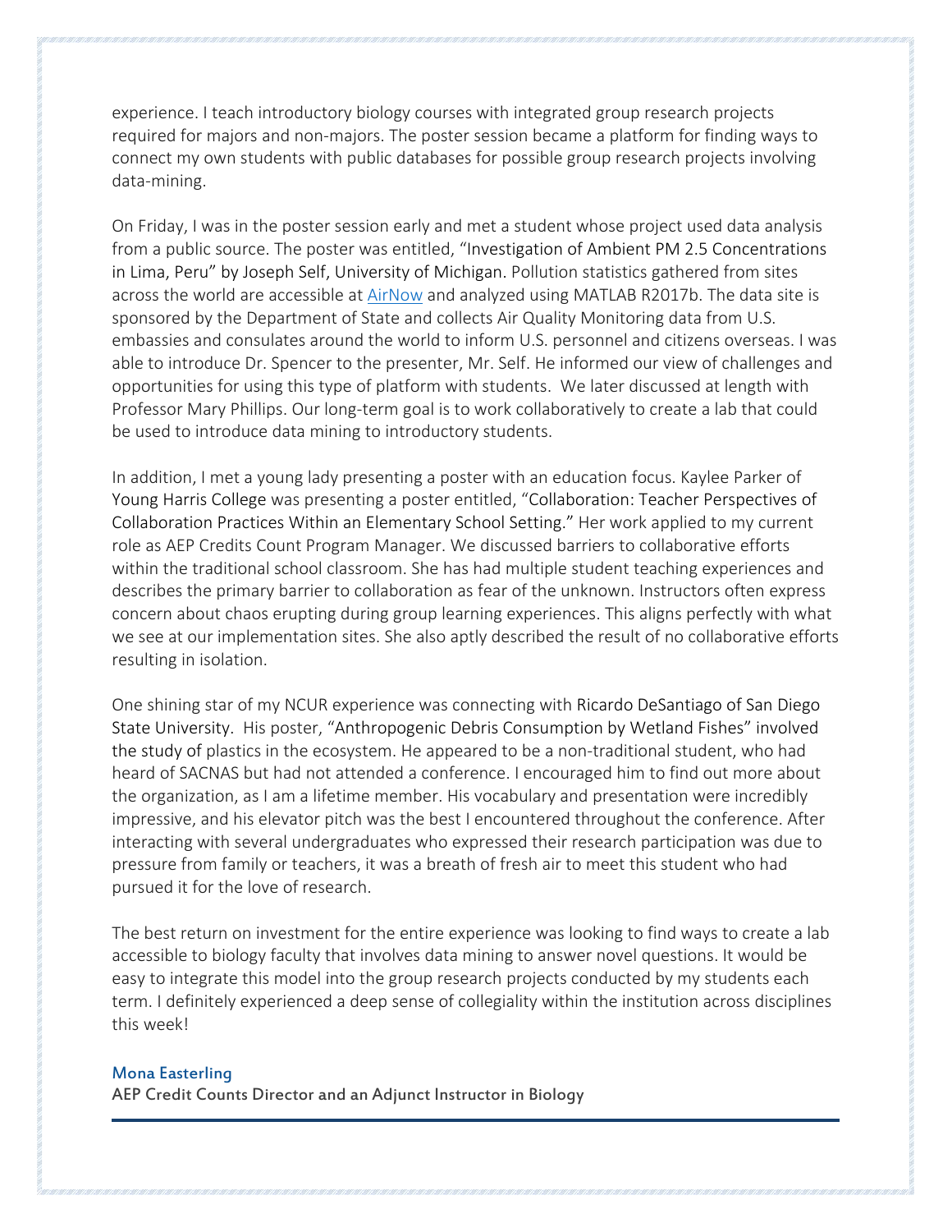experience. I teach introductory biology courses with integrated group research projects required for majors and non-majors. The poster session became a platform for finding ways to connect my own students with public databases for possible group research projects involving data-mining.

On Friday, I was in the poster session early and met a student whose project used data analysis from a public source. The poster was entitled, "Investigation of Ambient PM 2.5 Concentrations in Lima, Peru" by Joseph Self, University of Michigan. Pollution statistics gathered from sites across the world are accessible at AirNow and analyzed using MATLAB R2017b. The data site is sponsored by the Department of State and collects Air Quality Monitoring data from U.S. embassies and consulates around the world to inform U.S. personnel and citizens overseas. I was able to introduce Dr. Spencer to the presenter, Mr. Self. He informed our view of challenges and opportunities for using this type of platform with students. We later discussed at length with Professor Mary Phillips. Our long-term goal is to work collaboratively to create a lab that could be used to introduce data mining to introductory students.

In addition, I met a young lady presenting a poster with an education focus. Kaylee Parker of Young Harris College was presenting a poster entitled, "Collaboration: Teacher Perspectives of Collaboration Practices Within an Elementary School Setting." Her work applied to my current role as AEP Credits Count Program Manager. We discussed barriers to collaborative efforts within the traditional school classroom. She has had multiple student teaching experiences and describes the primary barrier to collaboration as fear of the unknown. Instructors often express concern about chaos erupting during group learning experiences. This aligns perfectly with what we see at our implementation sites. She also aptly described the result of no collaborative efforts resulting in isolation.

One shining star of my NCUR experience was connecting with Ricardo DeSantiago of San Diego State University. His poster, "Anthropogenic Debris Consumption by Wetland Fishes" involved the study of plastics in the ecosystem. He appeared to be a non-traditional student, who had heard of SACNAS but had not attended a conference. I encouraged him to find out more about the organization, as I am a lifetime member. His vocabulary and presentation were incredibly impressive, and his elevator pitch was the best I encountered throughout the conference. After interacting with several undergraduates who expressed their research participation was due to pressure from family or teachers, it was a breath of fresh air to meet this student who had pursued it for the love of research.

The best return on investment for the entire experience was looking to find ways to create a lab accessible to biology faculty that involves data mining to answer novel questions. It would be easy to integrate this model into the group research projects conducted by my students each term. I definitely experienced a deep sense of collegiality within the institution across disciplines this week!

**Mona Easterling**
**AEP Credit Counts Director and an Adjunct Instructor in Biology**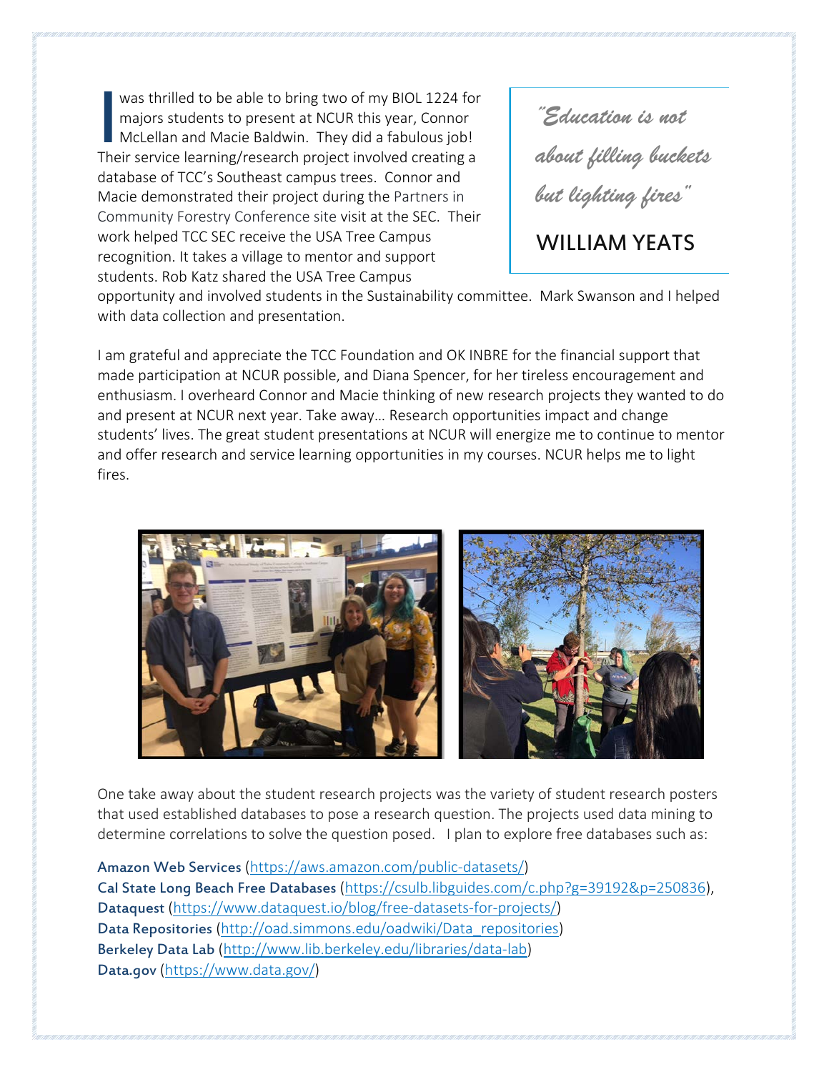I was thrilled to be able to bring two of my BIOL 1224 for majors students to present at NCUR this year, Connor McLellan and Macie Baldwin. They did a fabulous job! Their service learning/research project involved creating a database of TCC's Southeast campus trees. Connor and Macie demonstrated their project during the Partners in Community Forestry Conference site visit at the SEC. Their work helped TCC SEC receive the USA Tree Campus recognition. It takes a village to mentor and support students. Rob Katz shared the USA Tree Campus opportunity and involved students in the Sustainability committee. Mark Swanson and I helped with data collection and presentation.

> *"Education is not about filling buckets but lighting fires"*
>
> WILLIAM YEATS

I am grateful and appreciate the TCC Foundation and OK INBRE for the financial support that made participation at NCUR possible, and Diana Spencer, for her tireless encouragement and enthusiasm. I overheard Connor and Macie thinking of new research projects they wanted to do and present at NCUR next year. Take away… Research opportunities impact and change students' lives. The great student presentations at NCUR will energize me to continue to mentor and offer research and service learning opportunities in my courses. NCUR helps me to light fires.

One take away about the student research projects was the variety of student research posters that used established databases to pose a research question. The projects used data mining to determine correlations to solve the question posed. I plan to explore free databases such as:

**Amazon Web Services** (https://aws.amazon.com/public-datasets/)
**Cal State Long Beach Free Databases** (https://csulb.libguides.com/c.php?g=39192&p=250836),
**Dataquest** (https://www.dataquest.io/blog/free-datasets-for-projects/)
**Data Repositories** (http://oad.simmons.edu/oadwiki/Data_repositories)
**Berkeley Data Lab** (http://www.lib.berkeley.edu/libraries/data-lab)
**Data.gov** (https://www.data.gov/)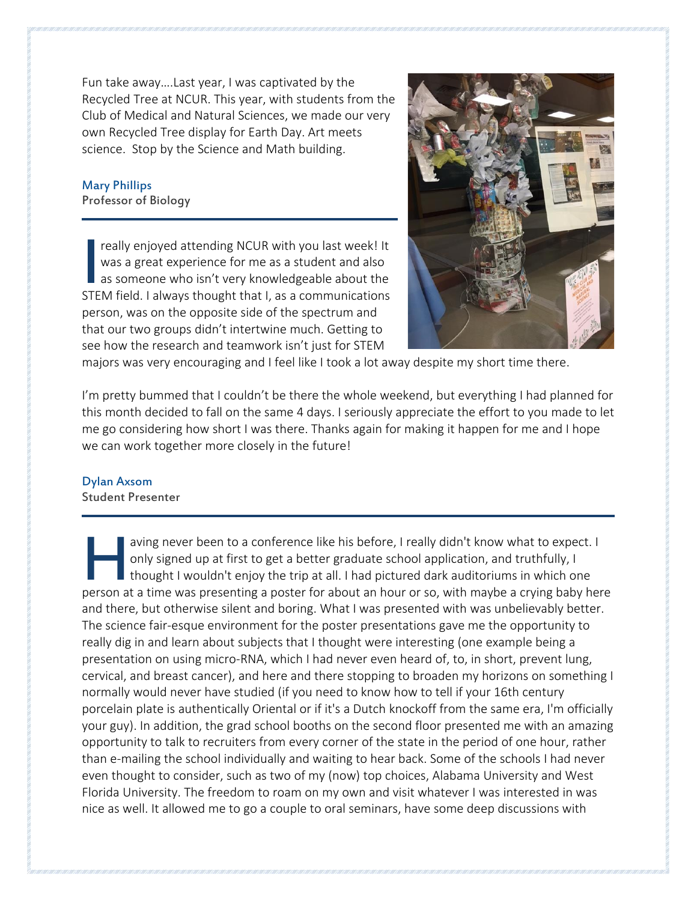Fun take away....Last year, I was captivated by the Recycled Tree at NCUR. This year, with students from the Club of Medical and Natural Sciences, we made our very own Recycled Tree display for Earth Day. Art meets science.  Stop by the Science and Math building.

**Mary Phillips**
**Professor of Biology**

---

I really enjoyed attending NCUR with you last week! It was a great experience for me as a student and also as someone who isn't very knowledgeable about the STEM field. I always thought that I, as a communications person, was on the opposite side of the spectrum and that our two groups didn't intertwine much. Getting to see how the research and teamwork isn't just for STEM majors was very encouraging and I feel like I took a lot away despite my short time there.

I'm pretty bummed that I couldn't be there the whole weekend, but everything I had planned for this month decided to fall on the same 4 days. I seriously appreciate the effort to you made to let me go considering how short I was there. Thanks again for making it happen for me and I hope we can work together more closely in the future!

**Dylan Axsom**
**Student Presenter**

---

Having never been to a conference like his before, I really didn't know what to expect. I only signed up at first to get a better graduate school application, and truthfully, I thought I wouldn't enjoy the trip at all. I had pictured dark auditoriums in which one person at a time was presenting a poster for about an hour or so, with maybe a crying baby here and there, but otherwise silent and boring. What I was presented with was unbelievably better. The science fair-esque environment for the poster presentations gave me the opportunity to really dig in and learn about subjects that I thought were interesting (one example being a presentation on using micro-RNA, which I had never even heard of, to, in short, prevent lung, cervical, and breast cancer), and here and there stopping to broaden my horizons on something I normally would never have studied (if you need to know how to tell if your 16th century porcelain plate is authentically Oriental or if it's a Dutch knockoff from the same era, I'm officially your guy). In addition, the grad school booths on the second floor presented me with an amazing opportunity to talk to recruiters from every corner of the state in the period of one hour, rather than e-mailing the school individually and waiting to hear back. Some of the schools I had never even thought to consider, such as two of my (now) top choices, Alabama University and West Florida University. The freedom to roam on my own and visit whatever I was interested in was nice as well. It allowed me to go a couple to oral seminars, have some deep discussions with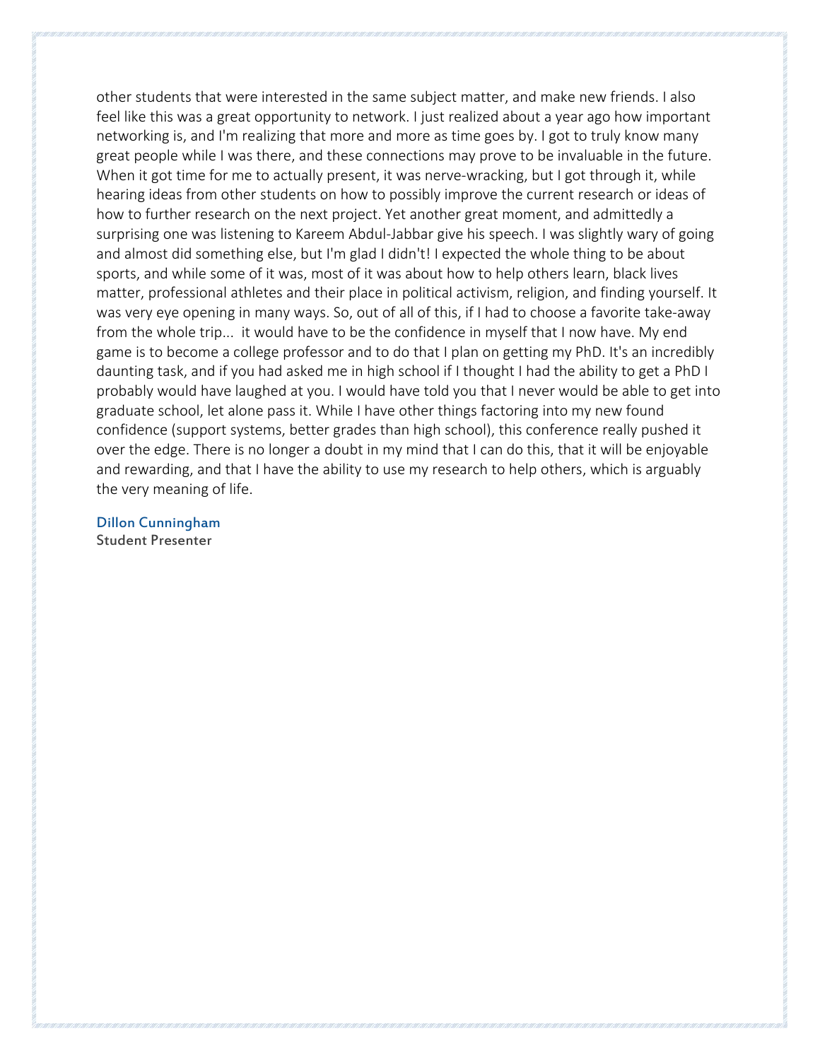other students that were interested in the same subject matter, and make new friends. I also feel like this was a great opportunity to network. I just realized about a year ago how important networking is, and I'm realizing that more and more as time goes by. I got to truly know many great people while I was there, and these connections may prove to be invaluable in the future. When it got time for me to actually present, it was nerve-wracking, but I got through it, while hearing ideas from other students on how to possibly improve the current research or ideas of how to further research on the next project. Yet another great moment, and admittedly a surprising one was listening to Kareem Abdul-Jabbar give his speech. I was slightly wary of going and almost did something else, but I'm glad I didn't! I expected the whole thing to be about sports, and while some of it was, most of it was about how to help others learn, black lives matter, professional athletes and their place in political activism, religion, and finding yourself. It was very eye opening in many ways. So, out of all of this, if I had to choose a favorite take-away from the whole trip... it would have to be the confidence in myself that I now have. My end game is to become a college professor and to do that I plan on getting my PhD. It's an incredibly daunting task, and if you had asked me in high school if I thought I had the ability to get a PhD I probably would have laughed at you. I would have told you that I never would be able to get into graduate school, let alone pass it. While I have other things factoring into my new found confidence (support systems, better grades than high school), this conference really pushed it over the edge. There is no longer a doubt in my mind that I can do this, that it will be enjoyable and rewarding, and that I have the ability to use my research to help others, which is arguably the very meaning of life.

**Dillon Cunningham**
**Student Presenter**